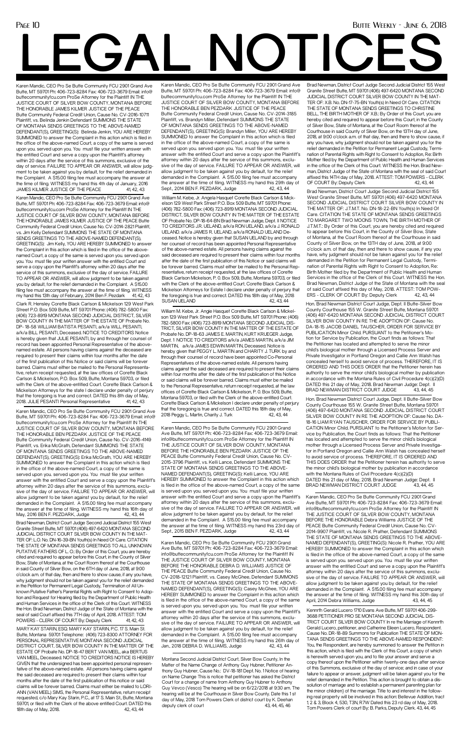# LEGAL NOTICES

Karen Mandic, CEO Pro Se Butte Community FCU 2901 Grand Ave Butte, MT 59701 Ph: 406-723-8284 Fax: 406-723-3679 Email: info@buttecommunityfcu.com ProSe Attorney for the Plaintiff IN THE JUSTICE COURT OF SILVER BOW COUNTY, MONTANA BEFORE THE HONORABLE JAMES KILMER JUSTICE OF THE PEACE Butte Community Federal Credit Union, Cause No. CV-2016-10711 Plaintiff, vs. Belinda Jenkin Defendant SUMMONS THE STATE OF MONTANA SENDS GREETINGS TO THE ABOVE-NAMED DEFENDANT(S), GREETING(S): Belinda Jenkin, YOU ARE HEREBY SUMMONED to answer the Complaint in this action which is filed in the office of the above-named Court, a copy of the same is served upon you. served upon you. You must file your written answer with the entitled Court and serve a copy upon the Plaintiff's attorney within 20 days after the service of this summons, exclusive of the day of service. FAILURE TO APPEAR OR ANSWER, will allow judgment to be taken against you by default, for the relief demanded in the Complaint. A $15.00 filing fee must accompany the answer at the time of filing. WITNESS my hand this 4th day of January, 2016 JAMES KILMER JUSTICE OF THE PEACE 41, 42, 43

Karen Mandic, CEO Pro Se Butte Community FCU 2901 Grand Ave Butte, MT 59701 Ph: 406-723-8284 Fax: 406-723-3679 Email: info@buttecommunityfcu.com ProSe Attorney for the Plaintiff IN THE JUSTICE COURT OF SILVER BOW COUNTY, MONTANA BEFORE THE HONORABLE JAMES KILMER JUSTICE OF THE PEACE Butte Community Federal Credit Union, Cause No. CV-2014-2821 Plaintiff, vs. Jim Kelly Defendant SUMMONS THE STATE OF MONTANA SENDS GREETINGS TO THE ABOVE-NAMED DEFENDANT(S), GREETING(S): Jim Kelly, YOU ARE HEREBY SUMMONED to answer the Complaint in this action which is filed in the office of the above-named Court, a copy of the same is served upon you. served upon you. You must file your written answer with the entitled Court and serve a copy upon the Plaintiff's attorney within 20 days after the service of this summons, exclusive of the day of service. FAILURE TO APPEAR OR ANSWER, will allow judgment to be taken against you by default, for the relief demanded in the Complaint. A $15.00 filing fee must accompany the answer at the time of filing. WITNESS my hand this 13th day of February, 2014 Ben F. Pezdark 41, 42, 43

Clark R. Hensley Corette Black Carlson & Mickelson 129 West Park Street P.O. Box 509 Butte, MT 59701 Phone: (406) 782-5800 Fax: (406) 723-8919 MONTANA SECOND JUDICIAL DISTRICT, SILVER BOW COUNTY IN THE MATTER OF THE ESTATE OF Probate No. DP- 18-58 WILLIAM BATISTA PESANTI, a/k/a WILL PESANTI, a/k/a BILL PESANTI, Deceased. NOTICE TO CREDITORS Notice is hereby given that JULIE PESANTI, by and through her counsel of record has been appointed Personal Representative of the above-named estate. All persons having claims against the deceased are required to present their claims within four months after the date of the first publication of this Notice or said claims will be forever barred. Claims must either be mailed to the Personal Representative, return receipt requested, at the law offices of Corette Black Carlson & Mickelson, P.O. Box 509, Butte, Montana 59703, or filed with the Clerk of the above-entitled Court. Corette Black Carlson & Mickelson Attorneys for the state I declare under penalty of perjury that the foregoing is true and correct. DATED this 8th day of May, 2018. JULIE PESANTI Personal Representative 41, 42, 43

Karen Mandic, CEO Pro Se Butte Community FCU 2901 Grand Ave Butte, MT 59701 Ph: 406-723-8284 Fax: 406-723-3679 Email: info@buttecommunityfcu.com ProSe Attorney for the Plaintiff IN THE JUSTICE COURT OF SILVER BOW COUNTY, MONTANA BEFORE THE HONORABLE BEN PEZDARK JUSTICE OF THE PEACE Butte Community Federal Credit Union, Cause No. CV-2016-4149 Plaintiff, vs. Erika McGrath, Defendant SUMMONS THE STATE OF MONTANA SENDS GREETINGS TO THE ABOVE-NAMED DEFENDANT(S), GREETING(S): Erika McGrath, YOU ARE HEREBY SUMMONED to answer the Complaint in this action which is filed in the office of the above-named Court, a copy of the same is served upon you. served upon you. You must file your written answer with the entitled Court and serve a copy upon the Plaintiff's attorney within 20 days after the service of this summons, exclusive of the day of service. FAILURE TO APPEAR OR ANSWER, will allow judgment to be taken against you by default, for the relief demanded in the Complaint. A $15.00 filing fee must accompany the answer at the time of filing. WITNESS my hand this 16th day of May, 2016 BEN F. PEZDARK, Judge 42, 43, 44

Brad Newman, District Court Judge Second Judicial District 155 West Granite Street Butte, MT 59701 (406) 497-6420 MONTANA SECOND JUDICIAL DISTRICT COURT SILVER BOW COUNTY IN THE MATTER OF: L.O. No. DN-18-39-BN Youth(s) In Need Of Care. CITATION THE STATE OF MONTANA SENDS GREETINGS TO ALL UNKNOWN PUTATIVE FATHERS OF L. O.: By Order of this Court, you are hereby cited and required to appear before this Court, in the County of Silver Bow, State of Montana, at the Court Room thereof at the Courthouse in said County of Silver Bow, on the 6TH day of June, 2018, at 9:00 o'clock a.m. of that day, then and there to show cause, if any you have, why judgment should not be taken against you for the relief demanded in the Petition for Permanent Legal Custody, Termination of All Unknown Putative Father's Parental Rights with Right to Consent to Adoption and Request for Hearing filed by the Department of Public Health and Human Services in the office of the Clerk of this Court. WITNESS the Hon. Brad Newman, District Judge of the State of Montana with the seal of said Court affixed this 7TH day of April, 2018. ATTEST: TOM POWERS - CLERK OF COURT By: Deputy Clerk 41, 42, 43

MARY KAY STARIN, ESQ. MARY KAY STARIN, P.C. 17 S. Main St. Butte, Montana 59701 Telephone: (406) 723-8300 ATTORNEY FOR PERSONAL REPRESENTATIVE MONTANA SECOND JUDICIAL DISTRICT COURT, SILVER BOW COUNTY IN THE MATTER OF THE ESTATE OF Probate No. DP-18-47 BERT VAN MEEL, aka BERTUS VAN MEEL, Deceased. NOTICE TO CREDITORS NOTICE IS HEREBY GIVEN that the undersigned has been appointed personal representative of the above-named estate. All persons having claims against the said deceased are required to present their claims within four months after the date of the first publication of this notice or said claims will be forever barred. Claims must either be mailed to LORI-ANN (VAN MEEL) SIMS, the Personal Representative, return receipt requested, c/o Mary Kay Starin, P.C., at 17 S. Main St., Butte, Montana 59701, or filed with the Clerk of the above entitled Court. DATED this 18th day of May, 2018. 42, 43, 44

Karen Mandic, CEO Pro Se Butte Community FCU 2901 Grand Ave Butte, MT 59701 Ph: 406-723-8284 Fax: 406-723-3679 Email: info@buttecommunityfcu.com ProSe Attorney for the Plaintiff IN THE JUSTICE COURT OF SILVER BOW COUNTY, MONTANA BEFORE THE HONORABLE BEN PEZDARK JUSTICE OF THE PEACE Butte Community Federal Credit Union, Cause No. CV-2014-3185 Plaintiff, vs. Brandyn Miller, Defendant SUMMONS THE STATE OF MONTANA SENDS GREETINGS TO THE ABOVE-NAMED DEFENDANT(S), GREETING(S): Brandyn Miller, YOU ARE HEREBY SUMMONED to answer the Complaint in this action which is filed in the office of the above-named Court, a copy of the same is served upon you. served upon you. You must file your written answer with the entitled Court and serve a copy upon the Plaintiff's attorney within 20 days after the service of this summons, exclusive of the day of service. FAILURE TO APPEAR OR ANSWER, will allow judgment to be taken against you by default, for the relief demanded in the Complaint. A $15.00 filing fee must accompany the answer at the time of filing. WITNESS my hand this 29th day of Sept., 2014 BEN F. PEZDARK, Judge 42, 43, 44

William M. Kebe, Jr. Angela Hasquet Corette Black Carlson & Mickelson 129 West Park Street P.O. Box 509 Butte, MT 59701 Phone: (406) 782-5800 Fax: (406) 723-8919 MONTANA SECOND JUDICIAL DISTRICT, SILVER BOW COUNTY IN THE MATTER OF THE ESTATE OF Probate No. DP-18-64-BN Brad Newman Judge, Dept. II NOTICE TO CREDITORS JR. UELAND, a/k/a RON UELAND, a/k/a J. RONALD UELAND, a/k/a JAMES R. UELAND, a/k/a RONALD UELAND Deceased. Notice is hereby given that SUSAN UELAND by and through her counsel of record has been appointed Personal Representative of the above-named estate. All persons having claims against the said deceased are required to present their claims within four months after the date of the first publication of this Notice or said claims will be forever barred. Claims must either be mailed to the Personal Representative, return receipt requested, at the law offices of Corette Black Carlson Mickelson, P. O. Box 509, Butte, Montana 59703, or filed with the Clerk of the above-entitled Court. Corette Black Carlson & Mickelson Attorneys for Estate I declare under penalty of perjury that the foregoing is true and correct. DATED this 18th day of May, 2018 SUSAN UELAND 42, 43, 44

William M. Kebe, Jr. Angie Hasquet Corette Black Carlson & Mickelson 129 West Park Street P.O. Box 509 Butte, MT 59701 Phone: (406) 782-5800 Fax: (406) 723-8919 MONTANA SECOND JUDICIAL DISTRICT, SILVER BOW COUNTY IN THE MATTER OF THE ESTATE OF Probate No. DP-18-63 JAMES E. MARTIN, KURT KRUEGER Judge, Dept. 1 NOTICE TO CREDITORS a/k/a JAMES MARTIN, a/k/a JIM MARTIN, a/k/a JAMES EDWIN MARTIN, Deceased. Notice is hereby given that PEGGY L. MARTIN and CHARITY J. TURK by and through their counsel of record have been appointed Co-Personal Representatives of the above-named estate. All persons having claims against the said deceased are required to present their claims within four months after the date of the first publication of this Notice or said claims will be forever barred. Claims must either be mailed to the Personal Representative, return receipt requested, at the law offices of Corette Black Carlson & Mickelson, P. O. Box 509, Butte, Montana 59703, or filed with the Clerk of the above-entitled Court. Corette Black Carlson & Mickelson I declare under penalty of perjury that the foregoing is true and correct. DATED this 18th day of May, 2018 Peggy L. Martin, Charity J. Turk 42, 43, 44

Karen Mandic, CEO Pro Se Butte Community FCU 2901 Grand Ave Butte, MT 59701 Ph: 406-723-8284 Fax: 406-723-3679 Email: info@buttecommunityfcu.com ProSe Attorney for the Plaintiff IN THE JUSTICE COURT OF SILVER BOW COUNTY, MONTANA BEFORE THE HONORABLE BEN PEZDARK JUSTICE OF THE PEACE Butte Community Federal Credit Union, Cause No. CV-2015-3796 Plaintiff, vs. Kelli Lance, Defendant SUMMONS THE STATE OF MONTANA SENDS GREETINGS TO THE ABOVE-NAMED DEFENDANT(S), GREETING(S): Kelli Lance, YOU ARE HEREBY SUMMONED to answer the Complaint in this action which is filed in the office of the above-named Court, a copy of the same is served upon you. served upon you. You must file your written answer with the entitled Court and serve a copy upon the Plaintiff's attorney within 20 days after the service of this summons, exclusive of the day of service. FAILURE TO APPEAR OR ANSWER, will allow judgment to be taken against you by default, for the relief demanded in the Complaint. A $15.00 filing fee must accompany the answer at the time of filing. WITNESS my hand this 23rd day of Sept., 2015 BEN F. PEZDARK, Judge 42, 43, 44

Karen Mandic, CEO Pro Se Butte Community FCU 2901 Grand Ave Butte, MT 59701 Ph: 406-723-8284 Fax: 406-723-3679 Email: info@buttecommunityfcu.com ProSe Attorney for the Plaintiff IN THE JUSTICE COURT OF SILVER BOW COUNTY, MONTANA BEFORE THE HONORABLE DEBRA D. WILLIAMS JUSTICE OF THE PEACE Butte Community Federal Credit Union, Cause No. CV-2018-12121 Plaintiff, vs. Casey McGhee, Defendant SUMMONS THE STATE OF MONTANA SENDS GREETINGS TO THE ABOVE-NAMED DEFENDANT(S), GREETING(S): Casey McGhee, YOU ARE HEREBY SUMMONED to answer the Complaint in this action which is filed in the office of the above-named Court, a copy of the same is served upon you. served upon you. You must file your written answer with the entitled Court and serve a copy upon the Plaintiff's attorney within 20 days after the service of this summons, exclusive of the day of service. FAILURE TO APPEAR OR ANSWER, will allow judgment to be taken against you by default, for the relief demanded in the Complaint. A $15.00 filing fee must accompany the answer at the time of filing. WITNESS my hand this 26th day of Jan., 2018 DEBRA D. WILLIAMS, Judge 42, 43, 44

Montana Second Judicial District Court, Silver Bow County, In the Matter of the Name Change of Anthony Guy Hubner, Petitioner Anthony Guy Hubner, Cause No.: DV-18-181 Dept. No. 1 Notice of hearing on Name Change This is notice that petitioner has asked the District Court for a change of name from Anthony Guy Hubner to Anthony Guy Vevco (Vesco) The hearing will be on 6/22/2018 at 9:30 am. The hearing will be at the Courthouse in Silver Bow County. Date this 1 st day of May, 2018 Tom Powers Clerk of district court by K. Deehan deputy clerk of court 43, 44, 45, 46

Brad Newman, District Court Judge Second Judicial District 155 West Granite Street Butte, MT 59701 (406) 497-6420 MONTANA SECOND JUDICIAL DISTRICT COURT SILVER BOW COUNTY IN THE MATTER OF: X.B. No. DN-17-75-BN Youth(s) In Need Of Care. CITATION THE STATE OF MONTANA SENDS GREETINGS TO CHRISTINE BELL, THE BIRTH MOTHER OF X.B.: By Order of this Court, you are hereby cited and required to appear before this Court, in the County of Silver Bow, State of Montana, at the Court Room thereof at the Courthouse in said County of Silver Bow, on the 13TH day of June, 2018, at 9:00 o'clock a.m. of that day, then and there to show cause, if any you have, why judgment should not be taken against you for the relief demanded in the Petition for Permanent Legal Custody, Termination of Parental Rights with Right to Consent to Adoption, Re: Birth Mother filed by the Department of Public Health and Human Services in the office of the Clerk of this Court. WITNESS the Hon. Brad Newman, District Judge of the State of Montana with the seal of said Court affixed this 14TH day of May, 2018. ATTEST: TOM POWERS - CLERK OF COURT By: Deputy Clerk 42, 43, 44

Brad Newman, District Court Judge Second Judicial District 155 West Granite Street Butte, MT 59701 (406) 497-6420 MONTANA SECOND JUDICIAL DISTRICT COURT SILVER BOW COUNTY IN THE MATTER OF: J.T.M.T. No. DN-18-22-BN Youth(s) In Need Of Care. CITATION THE STATE OF MONTANA SENDS GREETINGS TO MARGARET TWO MOONS TOWN, THE BIRTH MOTHER OF J.T.M.T.: By Order of this Court, you are hereby cited and required to appear before this Court, in the County of Silver Bow, State of Montana, at the Court Room thereof at the Courthouse in said County of Silver Bow, on the 13TH day of June, 2018, at 9:00 o'clock a.m. of that day, then and there to show cause, if any you have, why judgment should not be taken against you for the relief demanded in the Petition for Permanent Legal Custody, Termination of Parental Rights with Right to Consent to Adoption, Re: Birth Mother filed by the Department of Public Health and Human Services in the office of the Clerk of this Court. WITNESS the Hon. Brad Newman, District Judge of the State of Montana with the seal of said Court affixed this day of May, 2018. ATTEST: TOM POWERS - CLERK OF COURT By: Deputy Clerk 42, 43, 44

Hon. Brad Newman District Court Judge, Dept. II Butte-Silver Bow County Courthouse 155 W. Granite Street Butte, Montana 59701 (406) 497-6420 MONTANA SECOND JUDICIAL DISTRICT COURT SILVER BOW COUNTY IN RE THE ADOPTION OF: Cause No. DA-18-15 JACOB DANIEL TAUSCHER, ORDER FOR SERVICE BY PUBLICATION Minor Child. PURSUANT to the Petitioner's Motion for Service by Publication, the Court finds as follows: That the Petitioner has located and attempted to serve the minor child's biological mother through a Licensed Process Server and Private Investigator in Portland Oregon and Callie Ann Walsh has concealed herself to avoid service of process. THEREFORE, IT IS ORDERED AND THIS DOES ORDER that the Petitioner herein has authority to serve the minor child's biological mother by publication in accordance with the Montana Rules of Civil Procedure 4(c)(2)(D) DATED this 21 day of May, 2018. Brad Newman Judge: Dept. II BRAD NEWMAN DISTRICT COURT JUDGE 43, 44, 45

Hon. Brad Newman District Court Judge, Dept. II Butte-Silver Bow County Courthouse 155 W. Granite Street Butte, Montana 59701 (406) 497-6420 MONTANA SECOND JUDICIAL DISTRICT COURT SILVER BOW COUNTY IN RE THE ADOPTION OF: Cause No. DA-18-16 LIAM RYAN TAUSCHER, ORDER FOR SERVICE BY PUBLICATION Minor Child. PURSUANT to the Petitioner's Motion for Service by Publication, the Court finds as follows: That the Petitioner has located and attempted to serve the minor child's biological mother through a Licensed Process Server and Private Investigator in Portland Oregon and Callie Ann Walsh has concealed herself to avoid service of process. THEREFORE, IT IS ORDERED AND THIS DOES ORDER that the Petitioner herein has authority to serve the minor child's biological mother by publication in accordance with the Montana Rules of Civil Procedure 4(c)(2)(D)
DATED this 21 day of May, 2018. Brad Newman Judge: Dept. II BRAD NEWMAN DISTRICT COURT JUDGE 43, 44, 45

Karen Mandic, CEO Pro Se Butte Community FCU 2901 Grand Ave Butte, MT 59701 Ph: 406-723-8284 Fax: 406-723-3679 Email: info@buttecommunityfcu.com ProSe Attorney for the Plaintiff IN THE JUSTICE COURT OF SILVER BOW COUNTY, MONTANA BEFORE THE HONORABLE Debra Williams JUSTICE OF THE PEACE Butte Community Federal Credit Union, Cause No. CV-2014-9907 Plaintiff, vs. Nicole R. Prather, Defendant SUMMONS THE STATE OF MONTANA SENDS GREETINGS TO THE ABOVE-NAMED DEFENDANT(S), GREETING(S): Nicole R. Prather, YOU ARE HEREBY SUMMONED to answer the Complaint in this action which is filed in the office of the above-named Court, a copy of the same is served upon you. served upon you. You must file your written answer with the entitled Court and serve a copy upon the Plaintiff's attorney within 20 days after the service of this summons, exclusive of the day of service. FAILURE TO APPEAR OR ANSWER, will allow judgment to be taken against you by default, for the relief demanded in the Complaint. A $15.00 filing fee must accompany the answer at the time of filing. WITNESS my hand this 30th day of April, 2014 Debra Williams, Judge 43, 44, 45

Kennrth Gerald Lucero 1710 Evans Ave Butte, MT 59701 406-299-3688 PETITIONER PRO SE MONTANA SECOND JUDICIAL DISTRICT COURT SILVER BOW COUNTY In re the Marriage of Kennrth Gerald Lucero, petitioner, and Catherine Eileen Lucero, Respondent. Cause No. DR-18-89 Summons for Publication THE STATE OF MONTANA SENDS GREETINGS TO THE ABOVE-NAMED RESPONDENT: You, the Respondent, are hereby summoned to answer the Petition in this action, which is filed with the Clerk of this Court, a copy of which is herewith served upon you, and to file your answer and serve a copy thereof upon the Petitioner within twenty-one days after service of this Summons, exclusive of the day of service; and in case of your failure to appear or answer, judgment will be taken against you for the relief demanded in the Petition. This action is brought to obtain a dissolution of marriage and to establish a permanent parenting plan for the minor children) of the marriage. Title to and interest in the following real property will be involved in this action: Bellevue Addition, tract 1 2 & 3, Block 4, 530, T3N, R7W Dated this 23 rd day of May, 2018. Tom Powers Clerk of Court By: B. Parks, Deputy Clerk. 43, 44, 45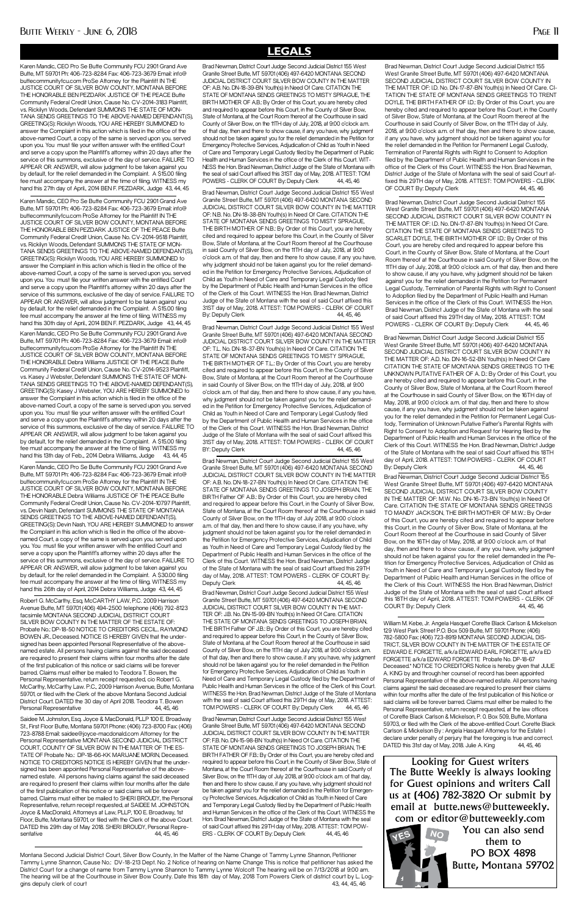# LEGALS

Karen Mandic, CEO Pro Se Butte Community FCU 2901 Grand Ave Butte, MT 59701 Ph: 406-723-8284 Fax: 406-723-3679 Email: info@buttecommunityfcu.com ProSe Attorney for the Plaintiff IN THE JUSTICE COURT OF SILVER BOW COUNTY, MONTANA BEFORE THE HONORABLE BEN PEZDARK JUSTICE OF THE PEACE Butte Community Federal Credit Union, Cause No. CV-2014-3183 Plaintiff, vs. Rickilyn Woods, Defendant SUMMONS THE STATE OF MONTANA SENDS GREETINGS TO THE ABOVE-NAMED DEFENDANT(S), GREETING(S): Rickilyn Woods, YOU ARE HEREBY SUMMONED to answer the Complaint in this action which is filed in the office of the above-named Court, a copy of the same is served upon you. served upon you. You must file your written answer with the entitled Court and serve a copy upon the Plaintiff's attorney within 20 days after the service of this summons, exclusive of the day of service. FAILURE TO APPEAR OR ANSWER, will allow judgment to be taken against you by default, for the relief demanded in the Complaint. A $15.00 filing fee must accompany the answer at the time of filing. WITNESS my hand this 27th day of April., 2014 BEN F. PEZDARK, Judge 43, 44, 45

Karen Mandic, CEO Pro Se Butte Community FCU 2901 Grand Ave Butte, MT 59701 Ph: 406-723-8284 Fax: 406-723-3679 Email: info@buttecommunityfcu.com ProSe Attorney for the Plaintiff IN THE JUSTICE COURT OF SILVER BOW COUNTY, MONTANA BEFORE THE HONORABLE BEN PEZDARK JUSTICE OF THE PEACE Butte Community Federal Credit Union, Cause No. CV-2014-9518 Plaintiff, vs. Rickilyn Woods, Defendant SUMMONS THE STATE OF MONTANA SENDS GREETINGS TO THE ABOVE-NAMED DEFENDANT(S), GREETING(S): Rickilyn Woods, YOU ARE HEREBY SUMMONED to answer the Complaint in this action which is filed in the office of the above-named Court, a copy of the same is served upon you. served upon you. You must file your written answer with the entitled Court and serve a copy upon the Plaintiff's attorney within 20 days after the service of this summons, exclusive of the day of service. FAILURE TO APPEAR OR ANSWER, will allow judgment to be taken against you by default, for the relief demanded in the Complaint. A $15.00 filing fee must accompany the answer at the time of filing. WITNESS my hand this 30th day of April., 2014 BEN F. PEZDARK, Judge 43, 44, 45

Karen Mandic, CEO Pro Se Butte Community FCU 2901 Grand Ave Butte, MT 59701 Ph: 406-723-8284 Fax: 406-723-3679 Email: info@buttecommunityfcu.com ProSe Attorney for the Plaintiff IN THE JUSTICE COURT OF SILVER BOW COUNTY, MONTANA BEFORE THE HONORABLE Debra Williams JUSTICE OF THE PEACE Butte Community Federal Credit Union, Cause No. CV-2014-9523 Plaintiff, vs. Kasey J Webster, Defendant SUMMONS THE STATE OF MONTANA SENDS GREETINGS TO THE ABOVE-NAMED DEFENDANT(S), GREETING(S): Kasey J Webster, YOU ARE HEREBY SUMMONED to answer the Complaint in this action which is filed in the office of the above-named Court, a copy of the same is served upon you. served upon you. You must file your written answer with the entitled Court and serve a copy upon the Plaintiff's attorney within 20 days after the service of this summons, exclusive of the day of service. FAILURE TO APPEAR OR ANSWER, will allow judgment to be taken against you by default, for the relief demanded in the Complaint. A $15.00 filing fee must accompany the answer at the time of filing. WITNESS my hand this 13th day of Feb., 2014 Debra Williams, Judge 43, 44, 45

Karen Mandic, CEO Pro Se Butte Community FCU 2901 Grand Ave Butte, MT 59701 Ph: 406-723-8284 Fax: 406-723-3679 Email: info@buttecommunityfcu.com ProSe Attorney for the Plaintiff IN THE JUSTICE COURT OF SILVER BOW COUNTY, MONTANA BEFORE THE HONORABLE Debra Williams JUSTICE OF THE PEACE Butte Community Federal Credit Union, Cause No. CV-2014-10797 Plaintiff, vs. Devin Nash, Defendant SUMMONS THE STATE OF MONTANA SENDS GREETINGS TO THE ABOVE-NAMED DEFENDANT(S), GREETING(S): Devin Nash, YOU ARE HEREBY SUMMONED to answer the Complaint in this action which is filed in the office of the above-named Court, a copy of the same is served upon you. served upon you. You must file your written answer with the entitled Court and serve a copy upon the Plaintiff's attorney within 20 days after the service of this summons, exclusive of the day of service. FAILURE TO APPEAR OR ANSWER, will allow judgment to be taken against you by default, for the relief demanded in the Complaint. A $30.00 filing fee must accompany the answer at the time of filing. WITNESS my hand this 26th day of April, 2014 Debra Williams, Judge 43, 44, 45

Robert G. McCarthy, Esq. McCARTHY LAW, P.C. 2009 Harrison Avenue Butte, MT 59701 (406) 494-2500 telephone (406) 792-8123 facsimile MONTANA SECOND JUDICIAL DISTRICT COURT SILVER BOW COUNTY IN THE MATTER OF THE ESTATE OF: Probate No.: DP-18-50 NOTICE TO CREDITORS CECIL. RAYMOND BOWEN JR., Deceased. NOTICE IS HEREBY GIVEN that the undersigned has been appointed Personal Representative of the above-named estate. All persons having claims against the said deceased are required to present their claims within four months after the date of the first publication of this notice or said claims will be forever barred. Claims must either be mailed to Teodora T. Bowen, the Personal Representative, return receipt requested, c/o Robert G. McCarthy, McCarthy Law. P.C., 2009 Harrison Avenue, Butte, Montana 59701, or filed with the Clerk of the above Montana Second Judicial District Court. DATED the 30 day of April 2018. Teodora T. Bowen Personal Representative 44, 45, 46

Saidee M. Johnston, Esq. Joyce & MacDonald, PLLP 100 E. Broadway St., First Floor Butte, Montana 59701 Phone: (406) 723-8700 Fax: (406) 723-8788 Email: saidee@joyce-macdonald.com Attorney for the Personal Representative MONTANA SECOND JUDICIAL DISTRICT COURT, COUNTY OF SILVER BOW IN THE MATTER OF THE ESTATE OF Probate No.: DP-18-66-KK MARIJANE MORIN, Deceased. NOTICE TO CREDITORS NOTICE IS HEREBY GIVEN that the undersigned has been appointed Personal Representative of the above-named estate. All persons having claims against the said deceased are required to present their claims within four months after the date of the first publication of this notice or said claims will be forever barred. Claims must either be mailed to SHERI BROUDY, the Personal Representative, return receipt requested, at SAIDEE M. JOHNSTON, Joyce & MacDonald, Attorneys at Law, PLLP, 100 E. Broadway, 1st Floor, Butte, Montana 59701, or filed with the Clerk of the above Court. DATED this 29th day of May 2018. SHERI BROUDY, Personal Representative 44, 45, 46

Brad Newman, District Court Judge Second Judicial District 155 West Granite Street Butte, MT 59701 (406) 497-6420 MONTANA SECOND JUDICIAL DISTRICT COURT SILVER BOW COUNTY IN THE MATTER OF: A.B. No. DN-18-39-BN Youth(s) In Need Of Care. CITATION THE STATE OF MONTANA SENDS GREETINGS TO MISTY SPRAGUE, THE BIRTH MOTHER OF A.B.: By Order of this Court, you are hereby cited and required to appear before this Court, in the County of Silver Bow, State of Montana, at the Court Room thereof at the Courthouse in said County of Silver Bow, on the 11TH day of July, 2018, at 9:00 o'clock a.m. of that day, then and there to show cause, if any you have, why judgment should not be taken against you for the relief demanded in the Petition for Emergency Protective Services, Adjudication of Child as Youth in Need of Care and Temporary Legal Custody filed by the Department of Public Health and Human Services in the office of the Clerk of this Court. WITNESS the Hon. Brad Newman, District Judge of the State of Montana with the seal of said Court affixed this 31ST day of May, 2018. ATTEST: TOM POWERS - CLERK OF COURT By: Deputy Clerk 44, 45, 46

Brad Newman, District Court Judge Second Judicial District 155 West Granite Street Butte, MT 59701 (406) 497-6420 MONTANA SECOND JUDICIAL DISTRICT COURT SILVER BOW COUNTY IN THE MATTER OF: N.B. No. DN-18-38-BN Youth(s) In Need Of Care. CITATION THE STATE OF MONTANA SENDS GREETINGS TO MISTY SPRAGUE, THE BIRTH MOTHER OF N.B.: By Order of this Court, you are hereby cited and required to appear before this Court, in the County of Silver Bow, State of Montana, at the Court Room thereof at the Courthouse in said County of Silver Bow, on the 11TH day of July, 2018, at 9:00 o'clock a.m. of that day, then and there to show cause, if any you have, why judgment should not be taken against you for the relief demanded in the Petition for Emergency Protective Services, Adjudication of Child as Youth in Need of Care and Temporary Legal Custody filed by the Department of Public Health and Human Services in the office of the Clerk of this Court. WITNESS the Hon. Brad Newman, District Judge of the State of Montana with the seal of said Court affixed this 31ST day of May, 2018. ATTEST: TOM POWERS - CLERK OF COURT By: Deputy Clerk 44, 45, 46

Brad Newman, District Court Judge Second Judicial District 155 West Granite Street Butte, MT 59701 (406) 497-6420 MONTANA SECOND JUDICIAL DISTRICT COURT SILVER BOW COUNTY IN THE MATTER OF: T.L. No. DN-18-37-BN Youth(s) In Need Of Care. CITATION THE STATE OF MONTANA SENDS GREETINGS TO MISTY SPRAGUE, THE BIRTH MOTHER OF T.L.: By Order of this Court, you are hereby cited and required to appear before this Court, in the County of Silver Bow, State of Montana, at the Court Room thereof at the Courthouse in said County of Silver Bow, on the 11TH day of July, 2018, at 9:00 o'clock a.m. of that day, then and there to show cause, if any you have, why judgment should not be taken against you for the relief demanded in the Petition for Emergency Protective Services, Adjudication of Child as Youth in Need of Care and Temporary Legal Custody filed by the Department of Public Health and Human Services in the office of the Clerk of this Court. WITNESS the Hon. Brad Newman, District Judge of the State of Montana with the seal of said Court affixed this 31ST day of May, 2018. ATTEST: TOM POWERS - CLERK OF COURT BY: Deputy Clerk 44, 45, 46

Brad Newman, District Court Judge Second Judicial District 155 West Granite Street Butte, MT 59701 (406) 497-6420 MONTANA SECOND JUDICIAL DISTRICT COURT SILVER BOW COUNTY IN THE MATTER OF: A.B. No. DN-18-27-BN Youth(s) In Need Of Care. CITATION THE STATE OF MONTANA SENDS GREETINGS TO JOSEPH BRIAN, THE BIRTH Father OF A.B.: By Order of this Court, you are hereby cited and required to appear before this Court, in the County of Silver Bow, State of Montana, at the Court Room thereof at the Courthouse in said County of Silver Bow, on the 11TH day of July 2018, at 9:00 o'clock a.m. of that day, then and there to show cause, if any you have, why judgment should not be taken against you for the relief demanded in the Petition for Emergency Protective Services, Adjudication of Child as Youth in Need of Care and Temporary Legal Custody filed by the Department of Public Health and Human Services in the office of the Clerk of this Court. WITNESS the Hon. Brad Newman, District Judge of the State of Montana with the seal of said Court affixed this 29TH day of May, 2018. ATTEST: TOM POWERS - CLERK OF COURT By: Deputy Clerk 44, 45, 46

Brad Newman, District Court Judge Second Judicial District 155 West Granite Street Butte, MT 59701 (406) 497-6420 MONTANA SECOND JUDICIAL DISTRICT COURT SILVER BOW COUNTY IN THE MATTER OF: J.B. No. DN-15-99-BN Youth(s) In Need Of Care. CITATION THE STATE OF MONTANA SENDS GREETINGS TO JOSEPH BRIAN, THE BIRTH Father OF J.B.: By Order of this Court, you are hereby cited and required to appear before this Court, in the County of Silver Bow, State of Montana, at the Court Room thereof at the Courthouse in said County of Silver Bow, on the 11TH day of July, 2018, at 9:00 o'clock a.m. of that day, then and there to show cause, if any you have, why judgment should not be taken against you for the relief demanded in the Petition for Emergency Protective Services, Adjudication of Child as Youth in Need of Care and Temporary Legal Custody filed by the Department of Public Health and Human Services in the office of the Clerk of this Court. WITNESS the Hon. Brad Newman, District Judge of the State of Montana with the seal of said Court affixed this 29TH day of May, 2018. ATTEST: TOM POWERS - CLERK OF COURT By: Deputy Clerk 44, 45, 46

Brad Newman, District Court Judge Second Judicial District 155 West Granite Street Butte, MT 59701 (406) 497-6420 MONTANA SECOND JUDICIAL DISTRICT COURT SILVER BOW COUNTY IN THE MATTER OF: F.B. No. DN-15-98-BN Youth(s) In Need Of Care. CITATION THE STATE OF MONTANA SENDS GREETINGS TO JOSEPH BRIAN, THE BIRTH FATHER OF F.B.: By Order of this Court, you are hereby cited and required to appear before this Court, in the County of Silver Bow, State of Montana, at the Court Room thereof at the Courthouse in said County of Silver Bow, on the 11TH day of July 2018, at 9:00 o'clock a.m. of that day, then and there to show cause, if any you have, why judgment should not be taken against you for the relief demanded in the Petition for Emergency Protective Services, Adjudication of Child as Youth in Need of Care and Temporary Legal Custody filed by the Department of Public Health and Human Services in the office of the Clerk of this Court. WITNESS the Hon. Brad Newman, District Judge of the State of Montana with the seal of said Court affixed this 29TH day of May, 2018. ATTEST: TOM POWERS - CLERK OF COURT By: Deputy Clerk 44, 45, 46

Brad Newman, District Court Judge Second Judicial District 155 West Granite Street Butte, MT 59701 (406) 497-6420 MONTANA SECOND JUDICIAL DISTRICT COURT SILVER BOW COUNTY IN THE MATTER OF: I.D. No. DN-17-87-BN Youth(s) In Need Of Care. CITATION THE STATE OF MONTANA SENDS GREETINGS TO TRENT DOYLE, THE BIRTH FATHER OF I.D.: By Order of this Court, you are hereby cited and required to appear before this Court, in the County of Silver Bow, State of Montana, at the Court Room thereof at the Courthouse in said County of Silver Bow, on the 11TH day of July, 2018, at 9:00 o'clock a.m. of that day, then and there to show cause, if any you have, why judgment should not be taken against you for the relief demanded in the Petition for Permanent Legal Custody, Termination of Parental Rights with Right to Consent to Adoption filed by the Department of Public Health and Human Services in the office of the Clerk of this Court. WITNESS the Hon. Brad Newman, District Judge of the State of Montana with the seal of said Court affixed this 29TH day of May, 2018. ATTEST: TOM POWERS - CLERK OF COURT By: Deputy Clerk 44, 45, 46

Brad Newman, District Court Judge Second Judicial District 155 West Granite Street Butte, MT 59701 (406) 497-6420 MONTANA SECOND JUDICIAL DISTRICT COURT SILVER BOW COUNTY IN THE MATTER OF: I.D. No. DN-17-87-BN Youth(s) In Need Of Care. CITATION THE STATE OF MONTANA SENDS GREETINGS TO SCARLET DOYLE, THE BIRTH MOTHER OF I.D.: By Order of this Court, you are hereby cited and required to appear before this Court, in the County of Silver Bow, State of Montana, at the Court Room thereof at the Courthouse in said County of Silver Bow, on the 11TH day of July, 2018, at 9:00 o'clock a.m. of that day, then and there to show cause, if any you have, why judgment should not be taken against you for the relief demanded in the Petition for Permanent Legal Custody, Termination of Parental Rights with Right to Consent to Adoption filed by the Department of Public Health and Human Services in the office of the Clerk of this Court. WITNESS the Hon. Brad Newman, District Judge of the State of Montana with the seal of said Court affixed this 29TH day of May, 2018. ATTEST: TOM POWERS - CLERK OF COURT By: Deputy Clerk 44, 45, 46

Brad Newman, District Court Judge Second Judicial District 155 West Granite Street Butte, MT 59701 (406) 497-6420 MONTANA SECOND JUDICIAL DISTRICT COURT SILVER BOW COUNTY IN THE MATTER OF: A.D. No. DN-16-52-BN Youth(s) In Need Of Care CITATION THE STATE OF MONTANA SENDS GREETINGS TO THE UNKNOWN PUTATIVE FATHER OF A. D.: By Order of this Court, you are hereby cited and required to appear before this Court, in the County of Silver Bow, State of Montana, at the Court Room thereof at the Courthouse in said County of Silver Bow, on the 16TH day of May, 2018, at 9:00 o'clock a.m. of that day, then and there to show cause, if any you have, why judgment should not be taken against you for the relief demanded in the Petition for Permanent Legal Custody, Termination of Unknown Putative Father's Parental Rights with Right to Consent to Adoption and Request for Hearing filed by the Department of Public Health and Human Services in the office of the Clerk of this Court. WITNESS the Hon. Brad Newman, District Judge of the State of Montana with the seal of said Court affixed this 18TH day of April, 2018. ATTEST: TOM POWERS - CLERK OF COURT By: Deputy Clerk 44, 45, 46

Brad Newman, District Court Judge Second Judicial District 155 West Granite Street Butte, MT 59701 (406) 497-6420 MONTANA SECOND JUDICIAL DISTRICT COURT SILVER BOW COUNTY IN THE MATTER OF: M.W. No. DN-16-73-BN Youth(s) In Need Of Care. CITATION THE STATE OF MONTANA SENDS GREETINGS TO MANDY JACKSON, THE BIRTH MOTHER OF M.W.: By Order of this Court, you are hereby cited and required to appear before this Court, in the County of Silver Bow, State of Montana, at the Court Room thereof at the Courthouse in said County of Silver Bow, on the 16TH day of May, 2018, at 9:00 o'clock a.m. of that day, then and there to show cause, if any you have, why judgment should not be taken against you for the relief demanded in the Petition for Emergency Protective Services, Adjudication of Child as Youth in Need of Care and Temporary Legal Custody filed by the Department of Public Health and Human Services in the office of the Clerk of this Court. WITNESS the Hon. Brad Newman, District Judge of the State of Montana with the seal of said Court affixed this 18TH day of April, 2018. ATTEST: TOM POWERS - CLERK OF COURT By: Deputy Clerk 44, 45, 46

William M. Kebe, Jr. Angela Hasquet Corette Black Carlson & Mickelson 129 West Park Street P.O. Box 509 Butte, MT 59701 Phone: (406) 782-5800 Fax: (406) 723-8919 MONTANA SECOND JUDICIAL DISTRICT, SILVER BOW COUNTY IN THE MATTER OF THE ESTATE OF EDWARD E. FORGETTE, a/k/a EDWARD EARL FORGETTE, a/k/a ED FORGETTE a/k/a EDWARD FORGETTE Probate No. DP-18-67 Deceased." NOTICE TO CREDITORS Notice is hereby given that JULIE A. KING by and through her counsel of record has been appointed Personal Representative of the above-named estate. All persons having claims against the said deceased are required to present their claims within four months after the date of the first publication of this Notice or said claims will be forever barred. Claims must either be mailed to the Personal Representative, return receipt requested, at the law offices of Corette Black Carlson & Mickelson, P. O. Box 509, Butte, Montana 59703, or filed with the Clerk of the above-entitled Court. Corette Black Carlson & Mickelson By : Angela Hasquet Attorneys for the Estate I declare under penalty of perjury that the foregoing is true and correct. DATED this 31st day of May, 2018. Julie A. King 44, 45, 46

**Looking for Guest writers**
**The Butte Weekly is always looking for Guest opinions and writers Call us at (406) 782-3820 Or submit by email at butte.news@butteweekly.com or editor@butteweekly.com**
**You can also send them to PO BOX 4898 Butte, Montana 59702**

Montana Second Judicial District Court, Silver Bow County, In the Matter of the Name Change of Tammy Lynne Shannon, Petitioner Tammy Lynne Shannon, Cause No.: DV-18-213 Dept. No. 2 Notice of hearing on Name Change This is notice that petitioner has asked the District Court for a change of name from Tammy Lynne Shannon to Tammy Lynne Wolcott The hearing will be on 7/13/2018 at 9:00 am. The hearing will be at the Courthouse in Silver Bow County. Date this 18th day of May, 2018 Tom Powers Clerk of district court by L. Loggins deputy clerk of court 43, 44, 45, 46